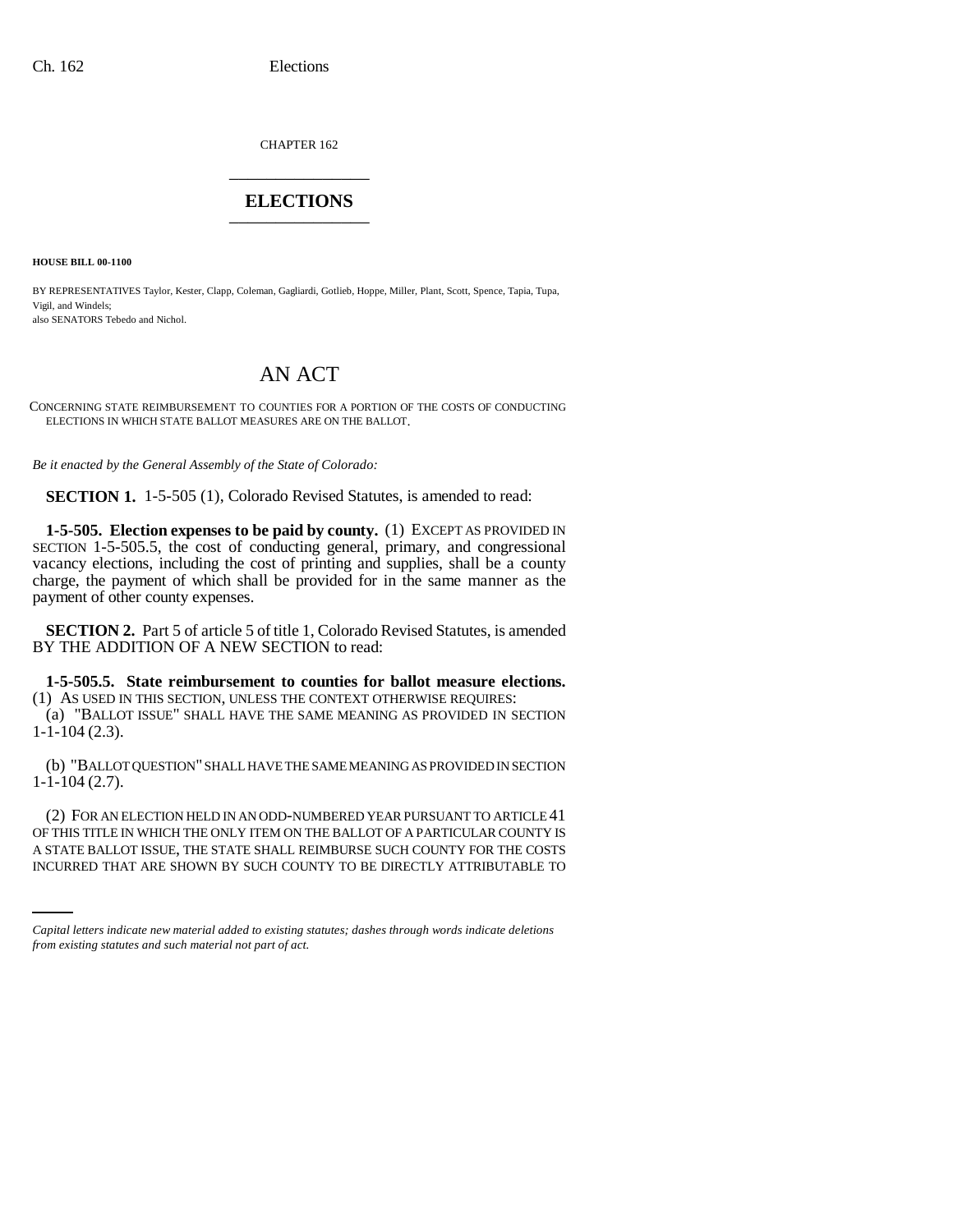CHAPTER 162

# ELECTIONS

**HOUSE BILL 00-1100**

BY REPRESENTATIVES Taylor, Kester, Clapp, Coleman, Gagliardi, Gotlieb, Hoppe, Miller, Plant, Scott, Spence, Tapia, Tupa, Vigil, and Windels;
also SENATORS Tebedo and Nichol.

# AN ACT

CONCERNING STATE REIMBURSEMENT TO COUNTIES FOR A PORTION OF THE COSTS OF CONDUCTING ELECTIONS IN WHICH STATE BALLOT MEASURES ARE ON THE BALLOT.

*Be it enacted by the General Assembly of the State of Colorado:*

**SECTION 1.** 1-5-505 (1), Colorado Revised Statutes, is amended to read:

**1-5-505. Election expenses to be paid by county.** (1) EXCEPT AS PROVIDED IN SECTION 1-5-505.5, the cost of conducting general, primary, and congressional vacancy elections, including the cost of printing and supplies, shall be a county charge, the payment of which shall be provided for in the same manner as the payment of other county expenses.

**SECTION 2.** Part 5 of article 5 of title 1, Colorado Revised Statutes, is amended BY THE ADDITION OF A NEW SECTION to read:

**1-5-505.5. State reimbursement to counties for ballot measure elections.** (1) AS USED IN THIS SECTION, UNLESS THE CONTEXT OTHERWISE REQUIRES:

(a) "BALLOT ISSUE" SHALL HAVE THE SAME MEANING AS PROVIDED IN SECTION 1-1-104 (2.3).

(b) "BALLOT QUESTION" SHALL HAVE THE SAME MEANING AS PROVIDED IN SECTION 1-1-104 (2.7).

(2) FOR AN ELECTION HELD IN AN ODD-NUMBERED YEAR PURSUANT TO ARTICLE 41 OF THIS TITLE IN WHICH THE ONLY ITEM ON THE BALLOT OF A PARTICULAR COUNTY IS A STATE BALLOT ISSUE, THE STATE SHALL REIMBURSE SUCH COUNTY FOR THE COSTS INCURRED THAT ARE SHOWN BY SUCH COUNTY TO BE DIRECTLY ATTRIBUTABLE TO

*Capital letters indicate new material added to existing statutes; dashes through words indicate deletions from existing statutes and such material not part of act.*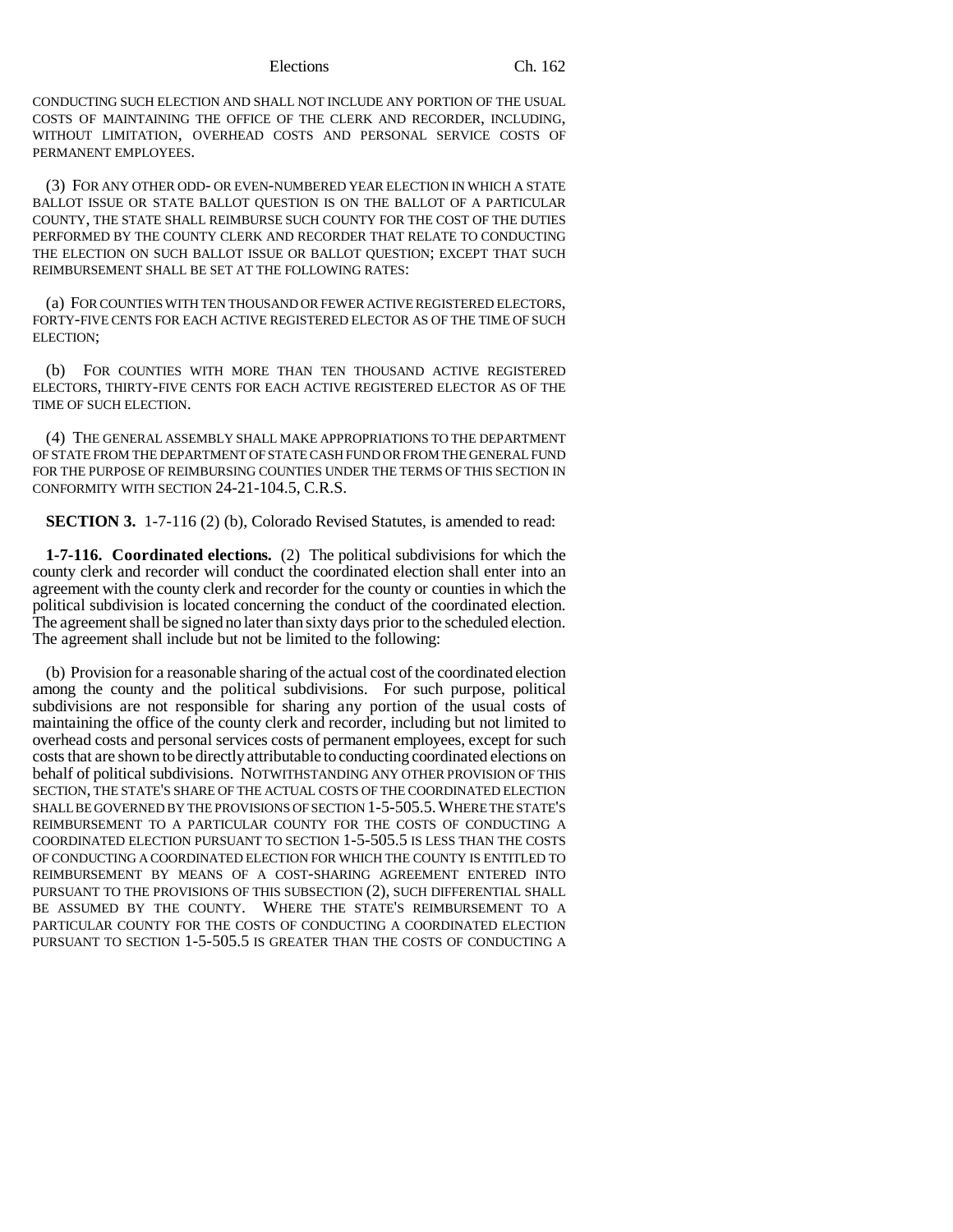CONDUCTING SUCH ELECTION AND SHALL NOT INCLUDE ANY PORTION OF THE USUAL COSTS OF MAINTAINING THE OFFICE OF THE CLERK AND RECORDER, INCLUDING, WITHOUT LIMITATION, OVERHEAD COSTS AND PERSONAL SERVICE COSTS OF PERMANENT EMPLOYEES.

(3) FOR ANY OTHER ODD- OR EVEN-NUMBERED YEAR ELECTION IN WHICH A STATE BALLOT ISSUE OR STATE BALLOT QUESTION IS ON THE BALLOT OF A PARTICULAR COUNTY, THE STATE SHALL REIMBURSE SUCH COUNTY FOR THE COST OF THE DUTIES PERFORMED BY THE COUNTY CLERK AND RECORDER THAT RELATE TO CONDUCTING THE ELECTION ON SUCH BALLOT ISSUE OR BALLOT QUESTION; EXCEPT THAT SUCH REIMBURSEMENT SHALL BE SET AT THE FOLLOWING RATES:

(a) FOR COUNTIES WITH TEN THOUSAND OR FEWER ACTIVE REGISTERED ELECTORS, FORTY-FIVE CENTS FOR EACH ACTIVE REGISTERED ELECTOR AS OF THE TIME OF SUCH ELECTION;

(b) FOR COUNTIES WITH MORE THAN TEN THOUSAND ACTIVE REGISTERED ELECTORS, THIRTY-FIVE CENTS FOR EACH ACTIVE REGISTERED ELECTOR AS OF THE TIME OF SUCH ELECTION.

(4) THE GENERAL ASSEMBLY SHALL MAKE APPROPRIATIONS TO THE DEPARTMENT OF STATE FROM THE DEPARTMENT OF STATE CASH FUND OR FROM THE GENERAL FUND FOR THE PURPOSE OF REIMBURSING COUNTIES UNDER THE TERMS OF THIS SECTION IN CONFORMITY WITH SECTION 24-21-104.5, C.R.S.

**SECTION 3.** 1-7-116 (2) (b), Colorado Revised Statutes, is amended to read:

**1-7-116. Coordinated elections.** (2) The political subdivisions for which the county clerk and recorder will conduct the coordinated election shall enter into an agreement with the county clerk and recorder for the county or counties in which the political subdivision is located concerning the conduct of the coordinated election. The agreement shall be signed no later than sixty days prior to the scheduled election. The agreement shall include but not be limited to the following:

(b) Provision for a reasonable sharing of the actual cost of the coordinated election among the county and the political subdivisions. For such purpose, political subdivisions are not responsible for sharing any portion of the usual costs of maintaining the office of the county clerk and recorder, including but not limited to overhead costs and personal services costs of permanent employees, except for such costs that are shown to be directly attributable to conducting coordinated elections on behalf of political subdivisions. NOTWITHSTANDING ANY OTHER PROVISION OF THIS SECTION, THE STATE'S SHARE OF THE ACTUAL COSTS OF THE COORDINATED ELECTION SHALL BE GOVERNED BY THE PROVISIONS OF SECTION 1-5-505.5. WHERE THE STATE'S REIMBURSEMENT TO A PARTICULAR COUNTY FOR THE COSTS OF CONDUCTING A COORDINATED ELECTION PURSUANT TO SECTION 1-5-505.5 IS LESS THAN THE COSTS OF CONDUCTING A COORDINATED ELECTION FOR WHICH THE COUNTY IS ENTITLED TO REIMBURSEMENT BY MEANS OF A COST-SHARING AGREEMENT ENTERED INTO PURSUANT TO THE PROVISIONS OF THIS SUBSECTION (2), SUCH DIFFERENTIAL SHALL BE ASSUMED BY THE COUNTY. WHERE THE STATE'S REIMBURSEMENT TO A PARTICULAR COUNTY FOR THE COSTS OF CONDUCTING A COORDINATED ELECTION PURSUANT TO SECTION 1-5-505.5 IS GREATER THAN THE COSTS OF CONDUCTING A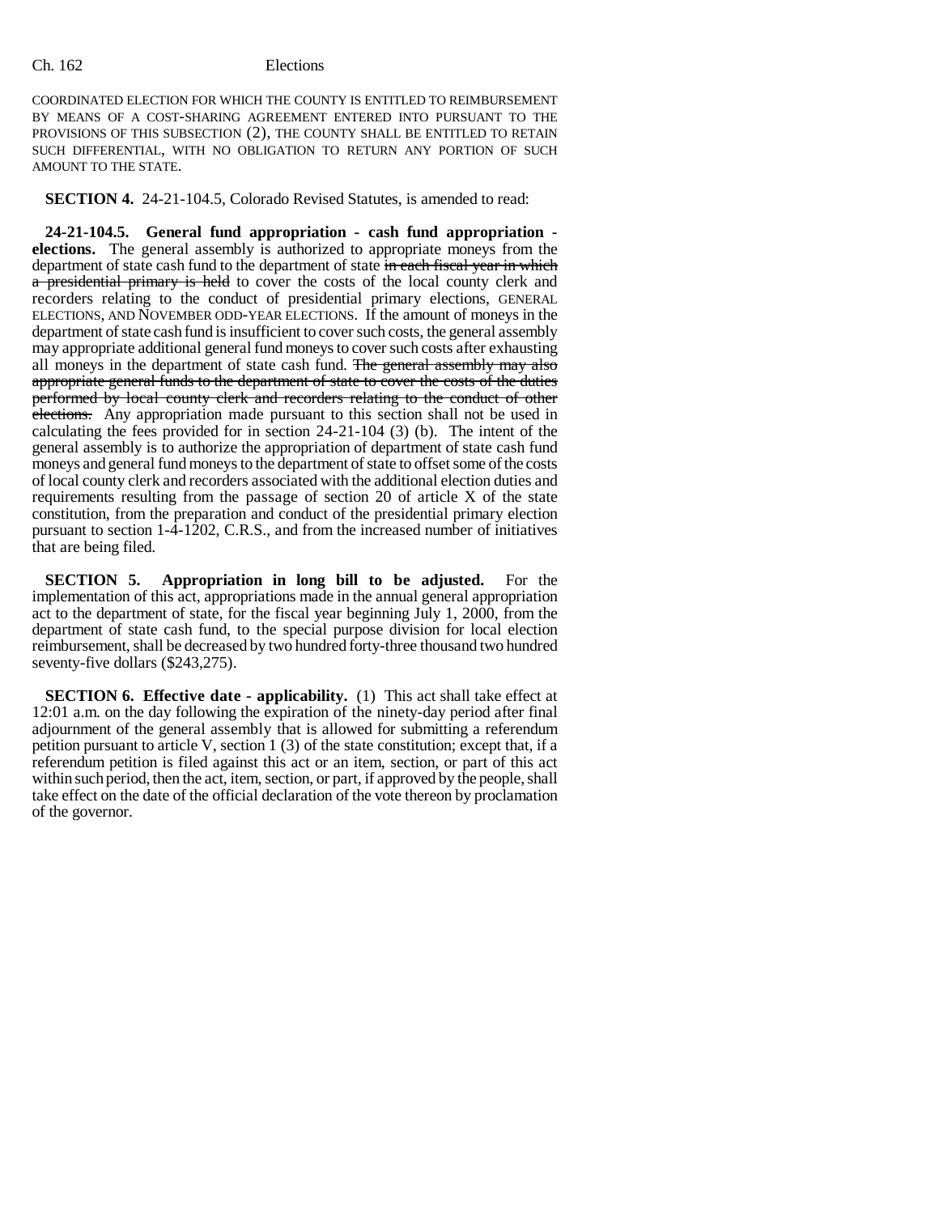COORDINATED ELECTION FOR WHICH THE COUNTY IS ENTITLED TO REIMBURSEMENT BY MEANS OF A COST-SHARING AGREEMENT ENTERED INTO PURSUANT TO THE PROVISIONS OF THIS SUBSECTION (2), THE COUNTY SHALL BE ENTITLED TO RETAIN SUCH DIFFERENTIAL, WITH NO OBLIGATION TO RETURN ANY PORTION OF SUCH AMOUNT TO THE STATE.

**SECTION 4.** 24-21-104.5, Colorado Revised Statutes, is amended to read:

**24-21-104.5. General fund appropriation - cash fund appropriation - elections.** The general assembly is authorized to appropriate moneys from the department of state cash fund to the department of state ~~in each fiscal year in which a presidential primary is held~~ to cover the costs of the local county clerk and recorders relating to the conduct of presidential primary elections, GENERAL ELECTIONS, AND NOVEMBER ODD-YEAR ELECTIONS. If the amount of moneys in the department of state cash fund is insufficient to cover such costs, the general assembly may appropriate additional general fund moneys to cover such costs after exhausting all moneys in the department of state cash fund. ~~The general assembly may also appropriate general funds to the department of state to cover the costs of the duties performed by local county clerk and recorders relating to the conduct of other elections.~~ Any appropriation made pursuant to this section shall not be used in calculating the fees provided for in section 24-21-104 (3) (b). The intent of the general assembly is to authorize the appropriation of department of state cash fund moneys and general fund moneys to the department of state to offset some of the costs of local county clerk and recorders associated with the additional election duties and requirements resulting from the passage of section 20 of article X of the state constitution, from the preparation and conduct of the presidential primary election pursuant to section 1-4-1202, C.R.S., and from the increased number of initiatives that are being filed.

**SECTION 5. Appropriation in long bill to be adjusted.** For the implementation of this act, appropriations made in the annual general appropriation act to the department of state, for the fiscal year beginning July 1, 2000, from the department of state cash fund, to the special purpose division for local election reimbursement, shall be decreased by two hundred forty-three thousand two hundred seventy-five dollars ($243,275).

**SECTION 6. Effective date - applicability.** (1) This act shall take effect at 12:01 a.m. on the day following the expiration of the ninety-day period after final adjournment of the general assembly that is allowed for submitting a referendum petition pursuant to article V, section 1 (3) of the state constitution; except that, if a referendum petition is filed against this act or an item, section, or part of this act within such period, then the act, item, section, or part, if approved by the people, shall take effect on the date of the official declaration of the vote thereon by proclamation of the governor.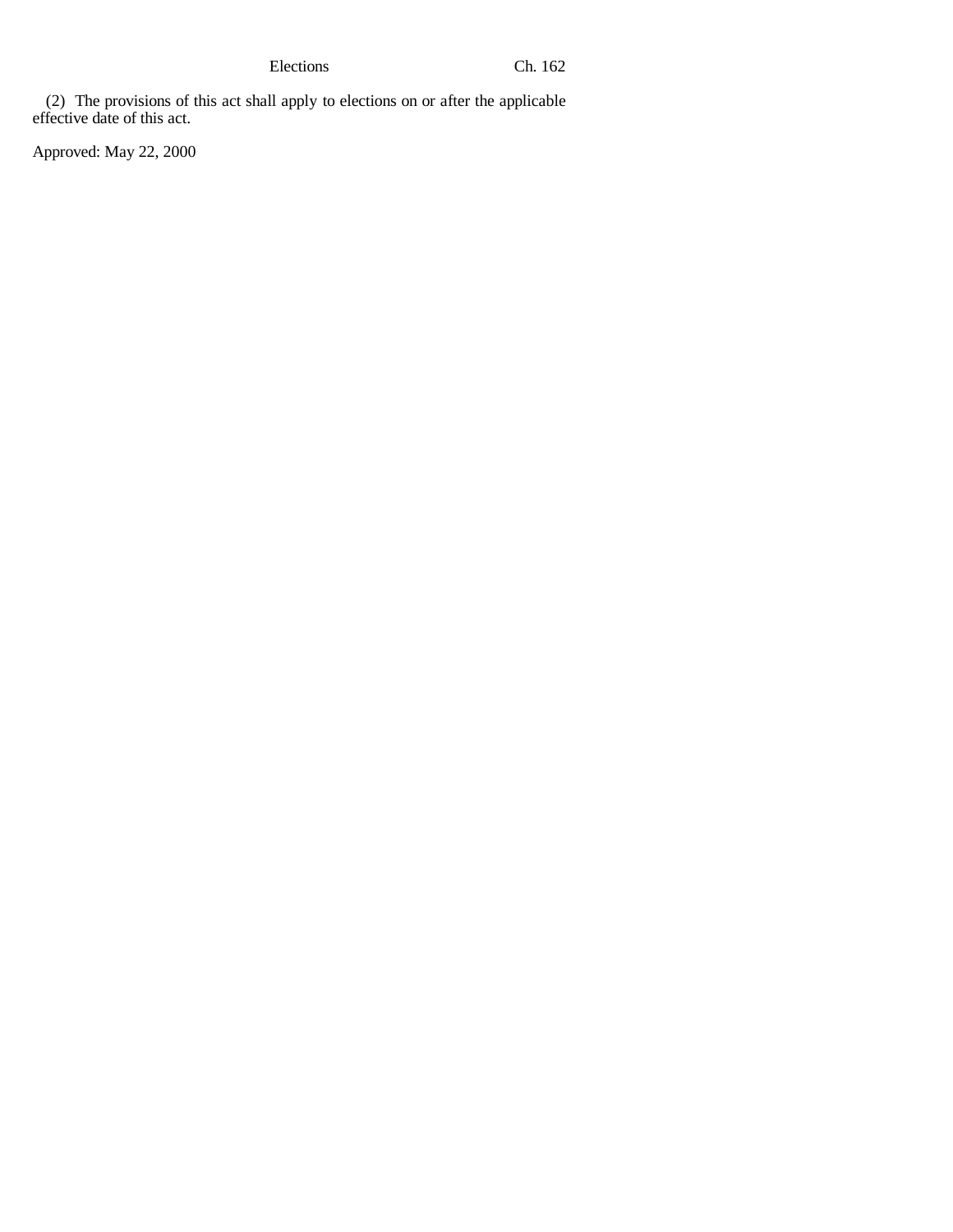(2) The provisions of this act shall apply to elections on or after the applicable effective date of this act.

Approved: May 22, 2000